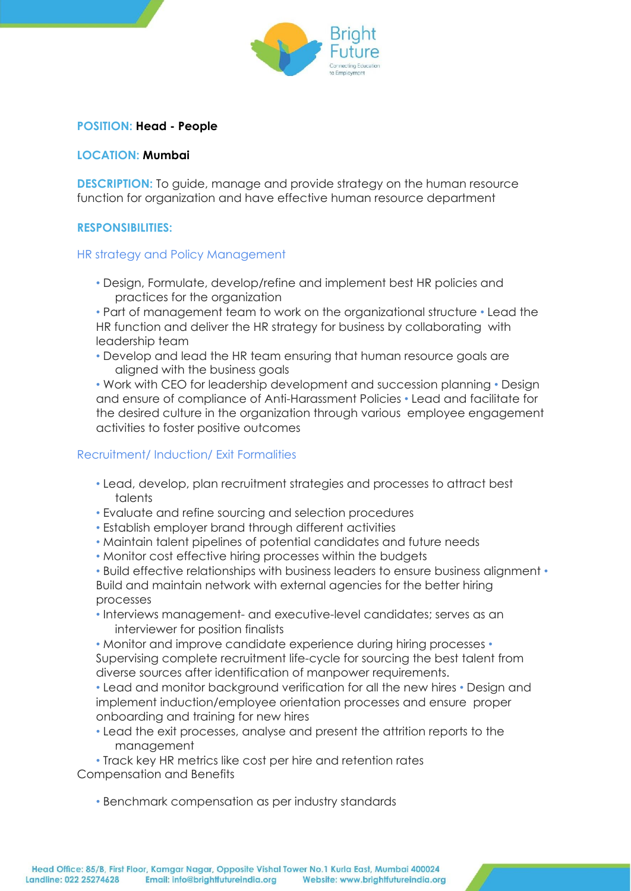**POSITION:** **Head - People**

**LOCATION:** **Mumbai**

**DESCRIPTION:** To guide, manage and provide strategy on the human resource function for organization and have effective human resource department

**RESPONSIBILITIES:**

### HR strategy and Policy Management

- Design, Formulate, develop/refine and implement best HR policies and practices for the organization
- Part of management team to work on the organizational structure
- Lead the HR function and deliver the HR strategy for business by collaborating with leadership team
- Develop and lead the HR team ensuring that human resource goals are aligned with the business goals
- Work with CEO for leadership development and succession planning
- Design and ensure of compliance of Anti-Harassment Policies
- Lead and facilitate for the desired culture in the organization through various employee engagement activities to foster positive outcomes

### Recruitment/ Induction/ Exit Formalities

- Lead, develop, plan recruitment strategies and processes to attract best talents
- Evaluate and refine sourcing and selection procedures
- Establish employer brand through different activities
- Maintain talent pipelines of potential candidates and future needs
- Monitor cost effective hiring processes within the budgets
- Build effective relationships with business leaders to ensure business alignment
- Build and maintain network with external agencies for the better hiring processes
- Interviews management- and executive-level candidates; serves as an interviewer for position finalists
- Monitor and improve candidate experience during hiring processes
- Supervising complete recruitment life-cycle for sourcing the best talent from diverse sources after identification of manpower requirements.
- Lead and monitor background verification for all the new hires
- Design and implement induction/employee orientation processes and ensure proper onboarding and training for new hires
- Lead the exit processes, analyse and present the attrition reports to the management
- Track key HR metrics like cost per hire and retention rates

### Compensation and Benefits

- Benchmark compensation as per industry standards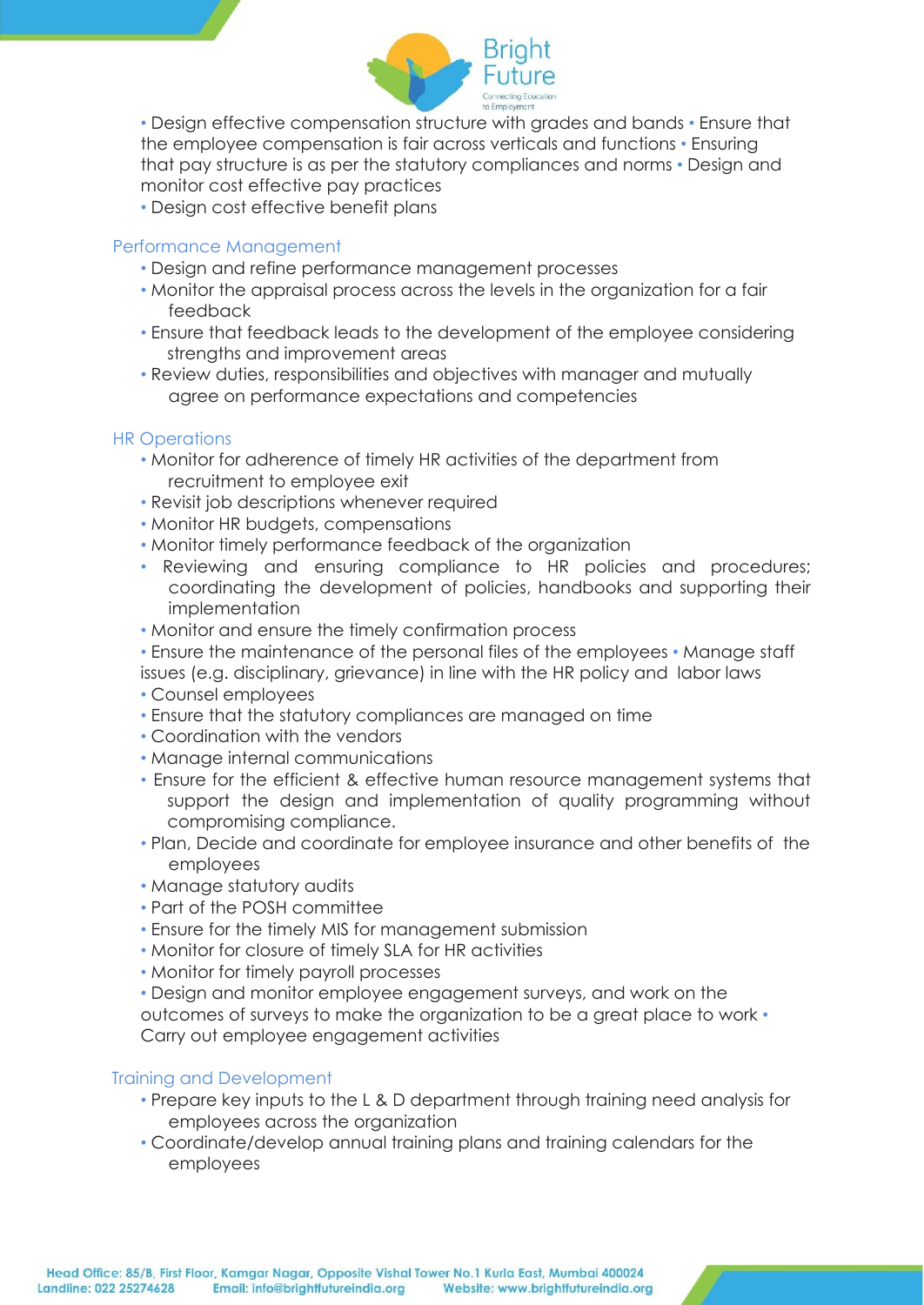- Design effective compensation structure with grades and bands
- Ensure that the employee compensation is fair across verticals and functions
- Ensuring that pay structure is as per the statutory compliances and norms
- Design and monitor cost effective pay practices
- Design cost effective benefit plans

### Performance Management

- Design and refine performance management processes
- Monitor the appraisal process across the levels in the organization for a fair feedback
- Ensure that feedback leads to the development of the employee considering strengths and improvement areas
- Review duties, responsibilities and objectives with manager and mutually agree on performance expectations and competencies

### HR Operations

- Monitor for adherence of timely HR activities of the department from recruitment to employee exit
- Revisit job descriptions whenever required
- Monitor HR budgets, compensations
- Monitor timely performance feedback of the organization
- Reviewing and ensuring compliance to HR policies and procedures; coordinating the development of policies, handbooks and supporting their implementation
- Monitor and ensure the timely confirmation process
- Ensure the maintenance of the personal files of the employees
- Manage staff issues (e.g. disciplinary, grievance) in line with the HR policy and labor laws
- Counsel employees
- Ensure that the statutory compliances are managed on time
- Coordination with the vendors
- Manage internal communications
- Ensure for the efficient & effective human resource management systems that support the design and implementation of quality programming without compromising compliance.
- Plan, Decide and coordinate for employee insurance and other benefits of the employees
- Manage statutory audits
- Part of the POSH committee
- Ensure for the timely MIS for management submission
- Monitor for closure of timely SLA for HR activities
- Monitor for timely payroll processes
- Design and monitor employee engagement surveys, and work on the outcomes of surveys to make the organization to be a great place to work
- Carry out employee engagement activities

### Training and Development

- Prepare key inputs to the L & D department through training need analysis for employees across the organization
- Coordinate/develop annual training plans and training calendars for the employees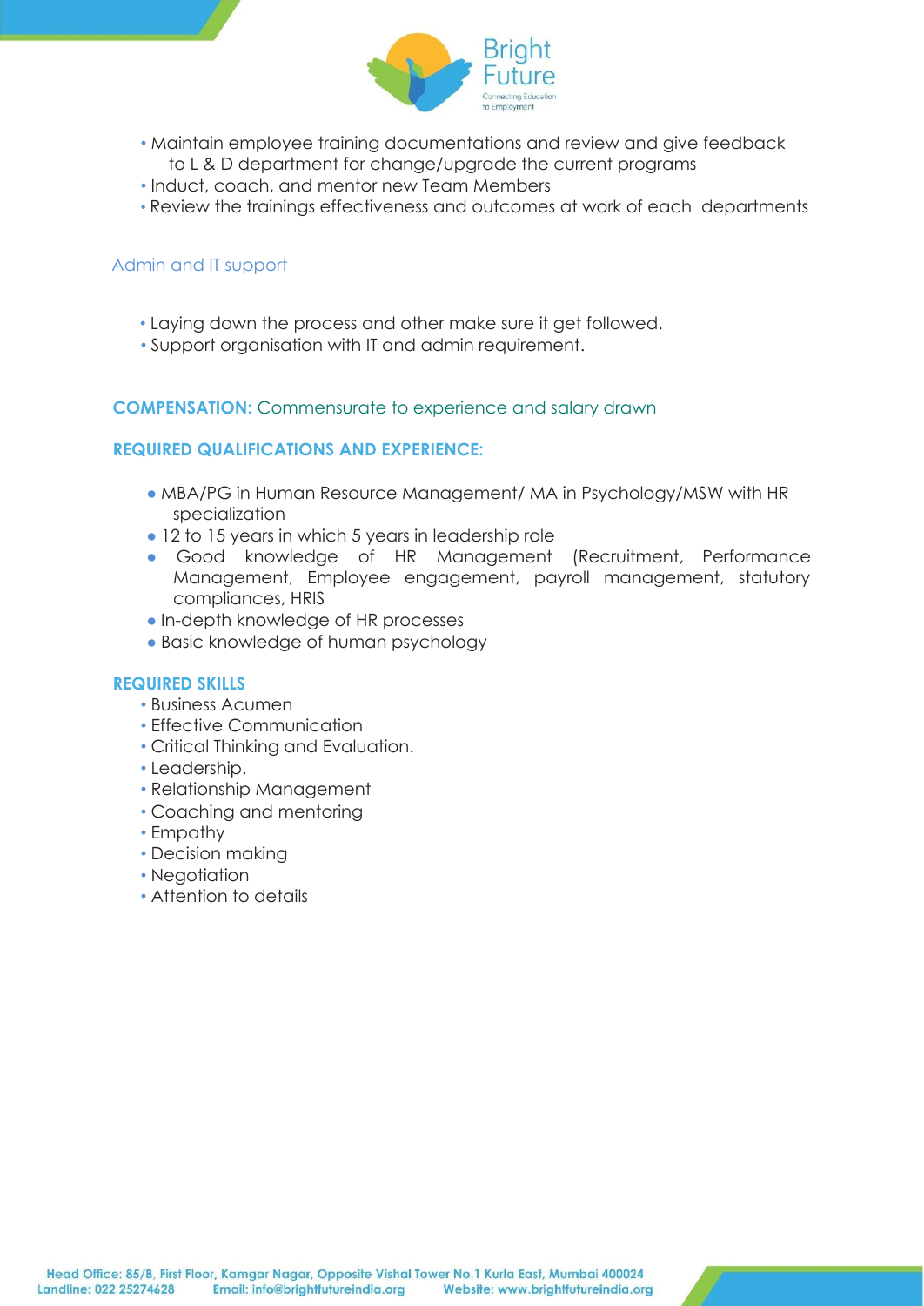- Maintain employee training documentations and review and give feedback to L & D department for change/upgrade the current programs
- Induct, coach, and mentor new Team Members
- Review the trainings effectiveness and outcomes at work of each departments

### Admin and IT support

- Laying down the process and other make sure it get followed.
- Support organisation with IT and admin requirement.

**COMPENSATION:** Commensurate to experience and salary drawn

**REQUIRED QUALIFICATIONS AND EXPERIENCE:**

- MBA/PG in Human Resource Management/ MA in Psychology/MSW with HR specialization
- 12 to 15 years in which 5 years in leadership role
- Good knowledge of HR Management (Recruitment, Performance Management, Employee engagement, payroll management, statutory compliances, HRIS
- In-depth knowledge of HR processes
- Basic knowledge of human psychology

**REQUIRED SKILLS**

- Business Acumen
- Effective Communication
- Critical Thinking and Evaluation.
- Leadership.
- Relationship Management
- Coaching and mentoring
- Empathy
- Decision making
- Negotiation
- Attention to details